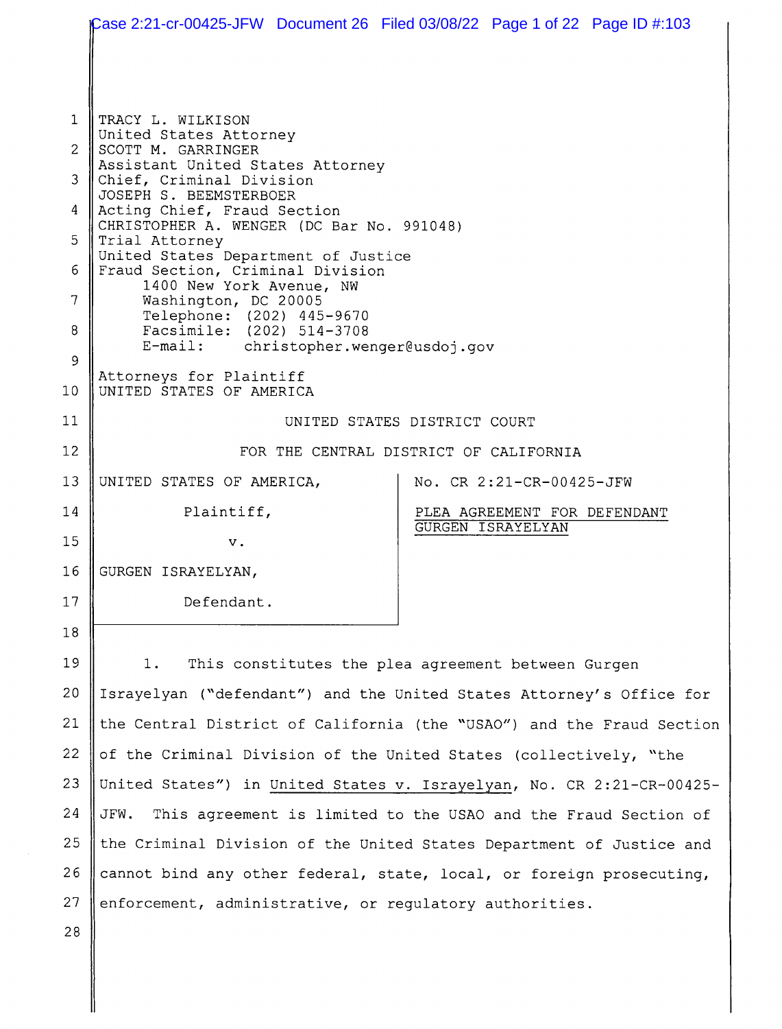TRACY L. WILKISON
United States Attorney
SCOTT M. GARRINGER
Assistant United States Attorney
Chief, Criminal Division
JOSEPH S. BEEMSTERBOER
Acting Chief, Fraud Section
CHRISTOPHER A. WENGER (DC Bar No. 991048)
Trial Attorney
United States Department of Justice
Fraud Section, Criminal Division
1400 New York Avenue, NW
Washington, DC 20005
Telephone: (202) 445-9670
Facsimile: (202) 514-3708
E-mail: christopher.wenger@usdoj.gov

Attorneys for Plaintiff
UNITED STATES OF AMERICA

UNITED STATES DISTRICT COURT

FOR THE CENTRAL DISTRICT OF CALIFORNIA

| | |
|---|---|
| UNITED STATES OF AMERICA,<br><br>Plaintiff,<br><br>v.<br><br>GURGEN ISRAYELYAN,<br><br>Defendant. | No. CR 2:21-CR-00425-JFW<br><br>PLEA AGREEMENT FOR DEFENDANT GURGEN ISRAYELYAN |

1. This constitutes the plea agreement between Gurgen Israyelyan ("defendant") and the United States Attorney's Office for the Central District of California (the "USAO") and the Fraud Section of the Criminal Division of the United States (collectively, "the United States") in United States v. Israyelyan, No. CR 2:21-CR-00425-JFW. This agreement is limited to the USAO and the Fraud Section of the Criminal Division of the United States Department of Justice and cannot bind any other federal, state, local, or foreign prosecuting, enforcement, administrative, or regulatory authorities.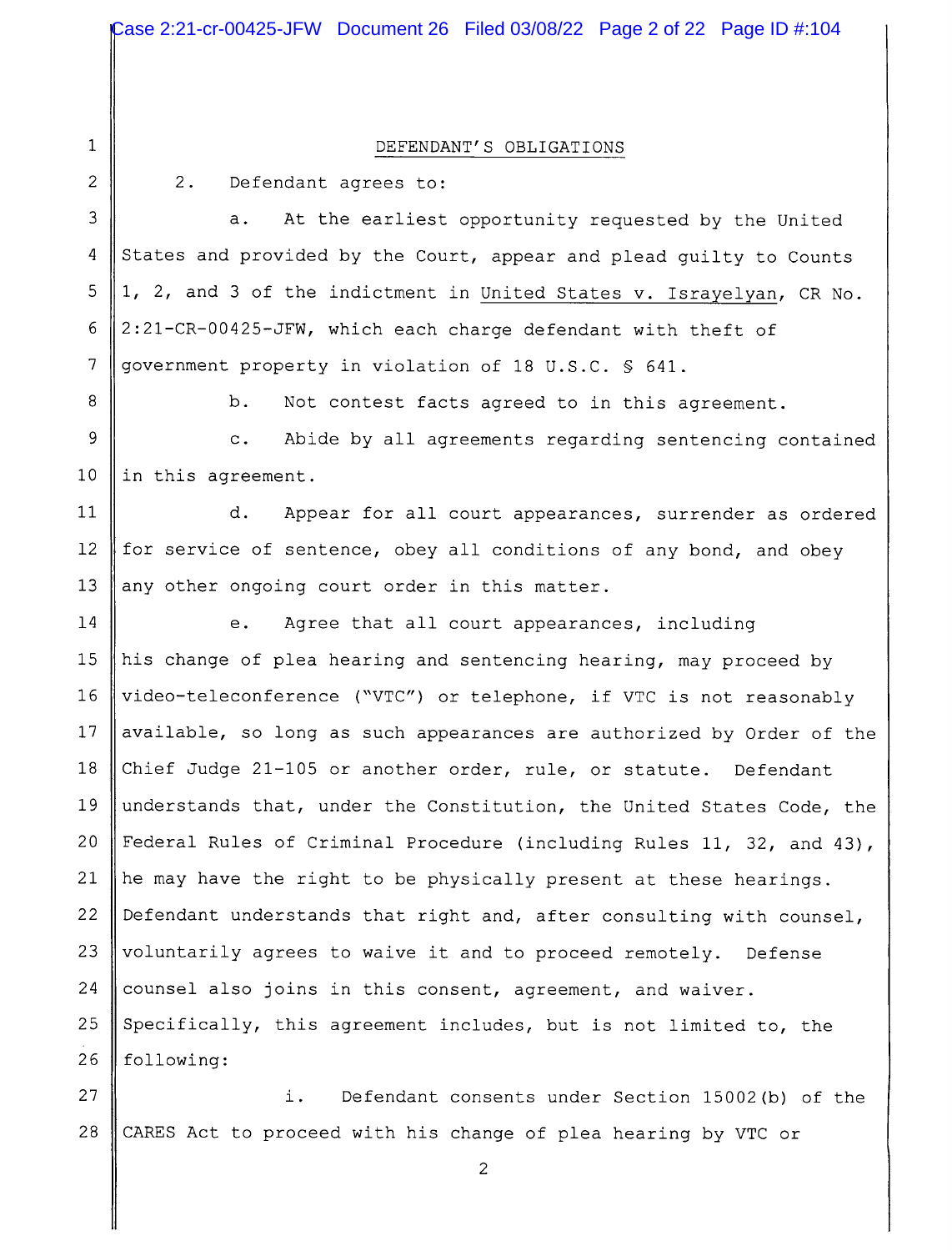## DEFENDANT'S OBLIGATIONS

2. Defendant agrees to:

a. At the earliest opportunity requested by the United States and provided by the Court, appear and plead guilty to Counts 1, 2, and 3 of the indictment in United States v. Israyelyan, CR No. 2:21-CR-00425-JFW, which each charge defendant with theft of government property in violation of 18 U.S.C. § 641.

b. Not contest facts agreed to in this agreement.

c. Abide by all agreements regarding sentencing contained in this agreement.

d. Appear for all court appearances, surrender as ordered for service of sentence, obey all conditions of any bond, and obey any other ongoing court order in this matter.

e. Agree that all court appearances, including his change of plea hearing and sentencing hearing, may proceed by video-teleconference ("VTC") or telephone, if VTC is not reasonably available, so long as such appearances are authorized by Order of the Chief Judge 21-105 or another order, rule, or statute. Defendant understands that, under the Constitution, the United States Code, the Federal Rules of Criminal Procedure (including Rules 11, 32, and 43), he may have the right to be physically present at these hearings. Defendant understands that right and, after consulting with counsel, voluntarily agrees to waive it and to proceed remotely. Defense counsel also joins in this consent, agreement, and waiver. Specifically, this agreement includes, but is not limited to, the following:

i. Defendant consents under Section 15002(b) of the CARES Act to proceed with his change of plea hearing by VTC or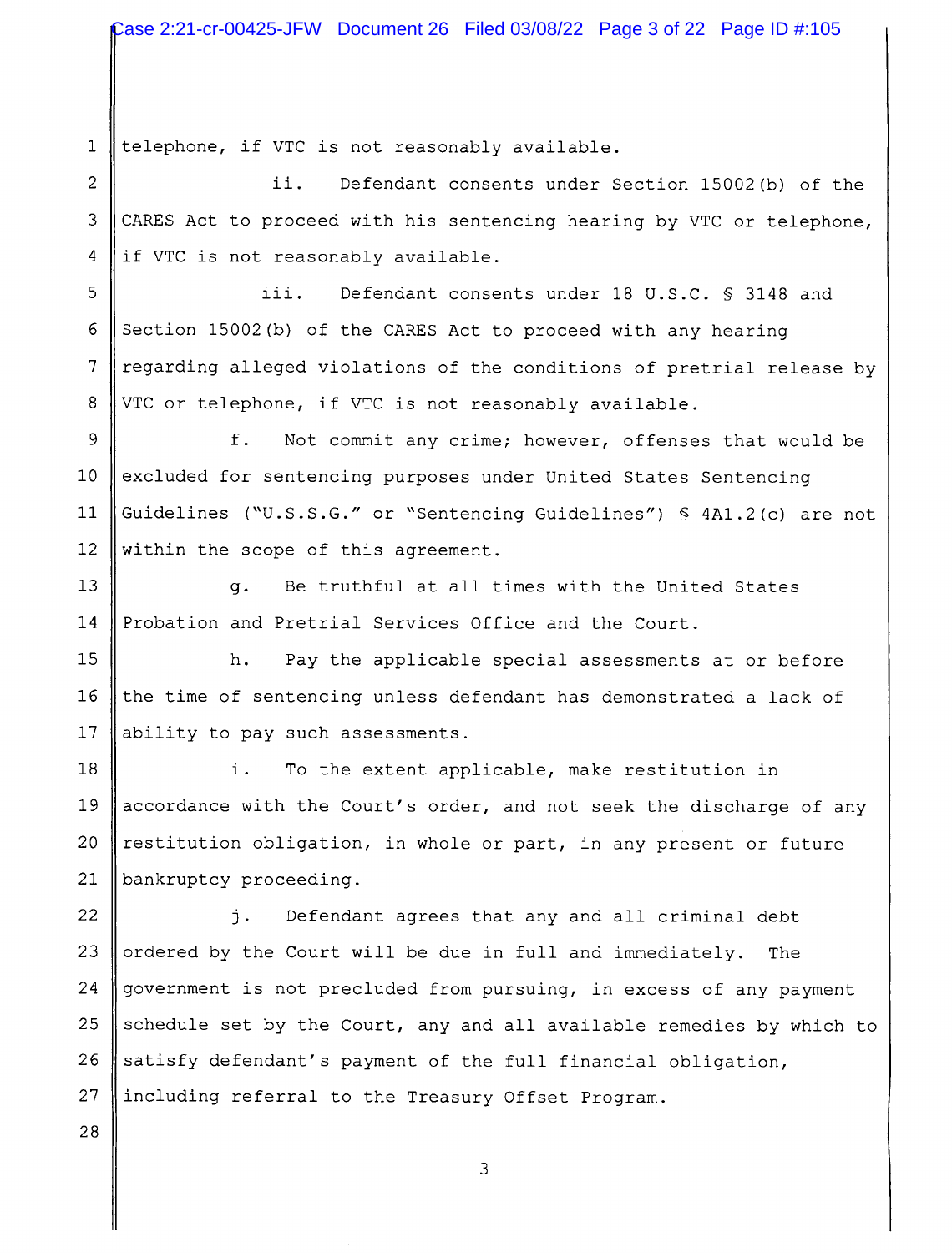telephone, if VTC is not reasonably available.

ii. Defendant consents under Section 15002(b) of the CARES Act to proceed with his sentencing hearing by VTC or telephone, if VTC is not reasonably available.

iii. Defendant consents under 18 U.S.C. § 3148 and Section 15002(b) of the CARES Act to proceed with any hearing regarding alleged violations of the conditions of pretrial release by VTC or telephone, if VTC is not reasonably available.

f. Not commit any crime; however, offenses that would be excluded for sentencing purposes under United States Sentencing Guidelines ("U.S.S.G." or "Sentencing Guidelines") § 4A1.2(c) are not within the scope of this agreement.

g. Be truthful at all times with the United States Probation and Pretrial Services Office and the Court.

h. Pay the applicable special assessments at or before the time of sentencing unless defendant has demonstrated a lack of ability to pay such assessments.

i. To the extent applicable, make restitution in accordance with the Court's order, and not seek the discharge of any restitution obligation, in whole or part, in any present or future bankruptcy proceeding.

j. Defendant agrees that any and all criminal debt ordered by the Court will be due in full and immediately. The government is not precluded from pursuing, in excess of any payment schedule set by the Court, any and all available remedies by which to satisfy defendant's payment of the full financial obligation, including referral to the Treasury Offset Program.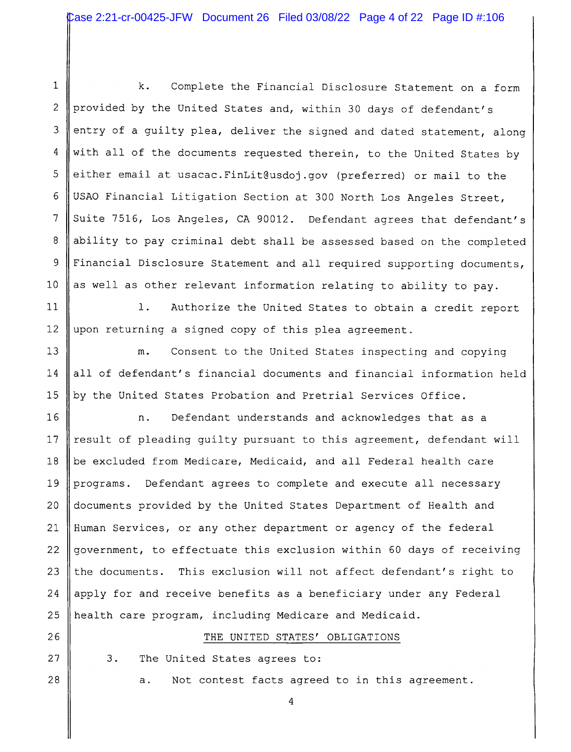k. Complete the Financial Disclosure Statement on a form provided by the United States and, within 30 days of defendant's entry of a guilty plea, deliver the signed and dated statement, along with all of the documents requested therein, to the United States by either email at usacac.FinLit@usdoj.gov (preferred) or mail to the USAO Financial Litigation Section at 300 North Los Angeles Street, Suite 7516, Los Angeles, CA 90012. Defendant agrees that defendant's ability to pay criminal debt shall be assessed based on the completed Financial Disclosure Statement and all required supporting documents, as well as other relevant information relating to ability to pay.

l. Authorize the United States to obtain a credit report upon returning a signed copy of this plea agreement.

m. Consent to the United States inspecting and copying all of defendant's financial documents and financial information held by the United States Probation and Pretrial Services Office.

n. Defendant understands and acknowledges that as a result of pleading guilty pursuant to this agreement, defendant will be excluded from Medicare, Medicaid, and all Federal health care programs. Defendant agrees to complete and execute all necessary documents provided by the United States Department of Health and Human Services, or any other department or agency of the federal government, to effectuate this exclusion within 60 days of receiving the documents. This exclusion will not affect defendant's right to apply for and receive benefits as a beneficiary under any Federal health care program, including Medicare and Medicaid.

## THE UNITED STATES' OBLIGATIONS

3. The United States agrees to:

a. Not contest facts agreed to in this agreement.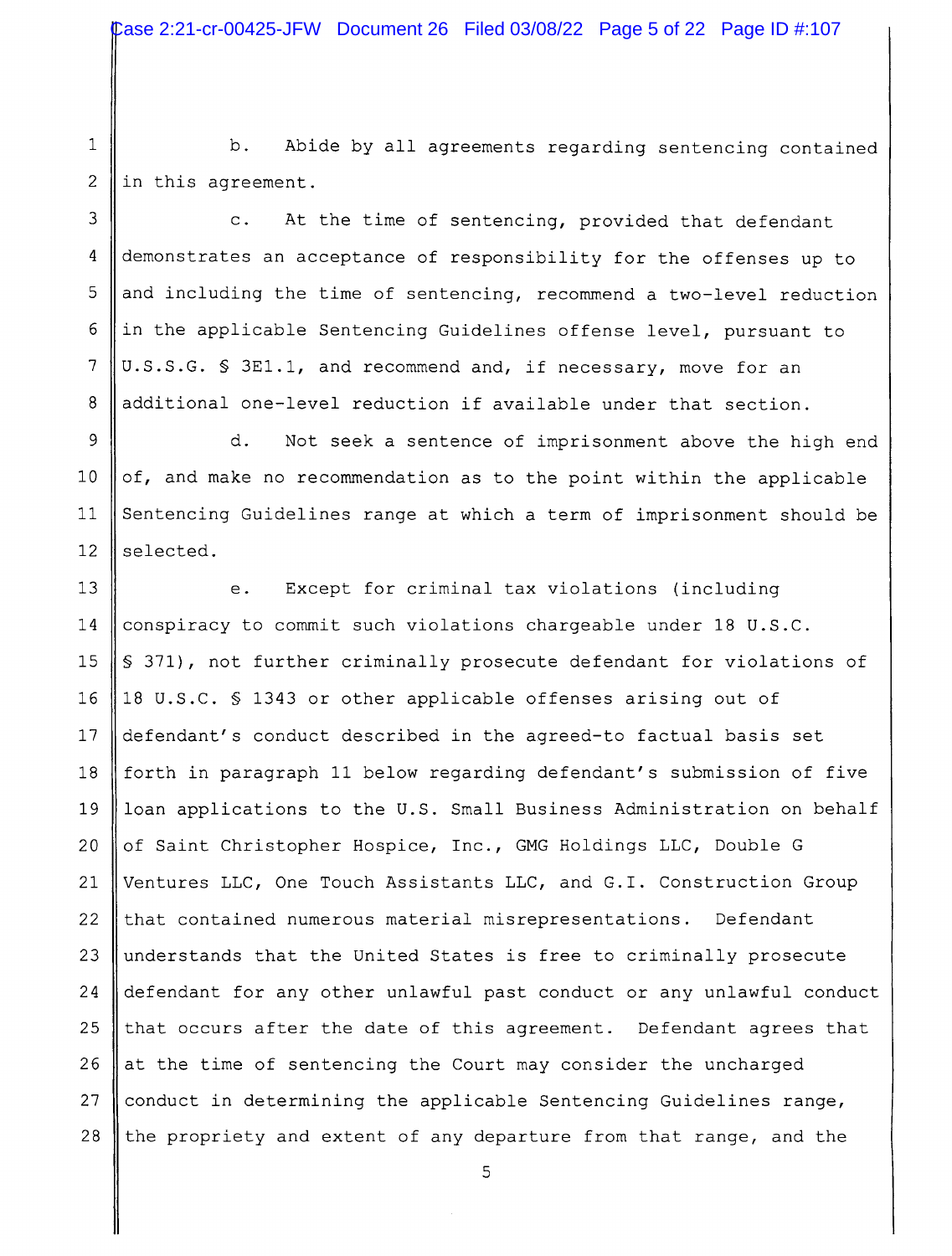b. Abide by all agreements regarding sentencing contained in this agreement.

c. At the time of sentencing, provided that defendant demonstrates an acceptance of responsibility for the offenses up to and including the time of sentencing, recommend a two-level reduction in the applicable Sentencing Guidelines offense level, pursuant to U.S.S.G. § 3E1.1, and recommend and, if necessary, move for an additional one-level reduction if available under that section.

d. Not seek a sentence of imprisonment above the high end of, and make no recommendation as to the point within the applicable Sentencing Guidelines range at which a term of imprisonment should be selected.

e. Except for criminal tax violations (including conspiracy to commit such violations chargeable under 18 U.S.C. § 371), not further criminally prosecute defendant for violations of 18 U.S.C. § 1343 or other applicable offenses arising out of defendant's conduct described in the agreed-to factual basis set forth in paragraph 11 below regarding defendant's submission of five loan applications to the U.S. Small Business Administration on behalf of Saint Christopher Hospice, Inc., GMG Holdings LLC, Double G Ventures LLC, One Touch Assistants LLC, and G.I. Construction Group that contained numerous material misrepresentations. Defendant understands that the United States is free to criminally prosecute defendant for any other unlawful past conduct or any unlawful conduct that occurs after the date of this agreement. Defendant agrees that at the time of sentencing the Court may consider the uncharged conduct in determining the applicable Sentencing Guidelines range, the propriety and extent of any departure from that range, and the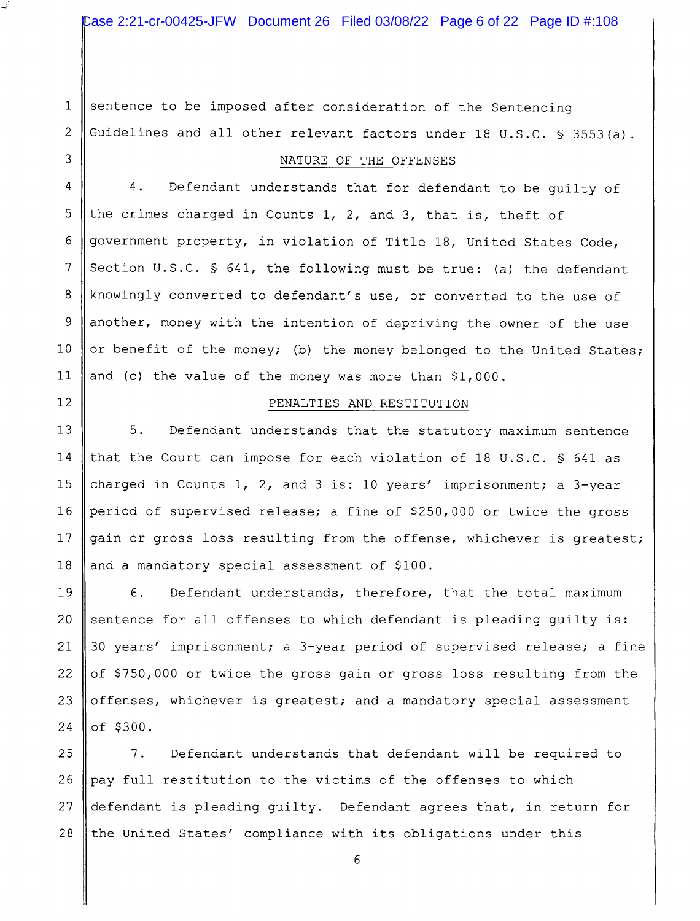sentence to be imposed after consideration of the Sentencing Guidelines and all other relevant factors under 18 U.S.C. § 3553(a).

## NATURE OF THE OFFENSES

4. Defendant understands that for defendant to be guilty of the crimes charged in Counts 1, 2, and 3, that is, theft of government property, in violation of Title 18, United States Code, Section U.S.C. § 641, the following must be true: (a) the defendant knowingly converted to defendant's use, or converted to the use of another, money with the intention of depriving the owner of the use or benefit of the money; (b) the money belonged to the United States; and (c) the value of the money was more than $1,000.

## PENALTIES AND RESTITUTION

5. Defendant understands that the statutory maximum sentence that the Court can impose for each violation of 18 U.S.C. § 641 as charged in Counts 1, 2, and 3 is: 10 years' imprisonment; a 3-year period of supervised release; a fine of $250,000 or twice the gross gain or gross loss resulting from the offense, whichever is greatest; and a mandatory special assessment of $100.

6. Defendant understands, therefore, that the total maximum sentence for all offenses to which defendant is pleading guilty is: 30 years' imprisonment; a 3-year period of supervised release; a fine of $750,000 or twice the gross gain or gross loss resulting from the offenses, whichever is greatest; and a mandatory special assessment of $300.

7. Defendant understands that defendant will be required to pay full restitution to the victims of the offenses to which defendant is pleading guilty. Defendant agrees that, in return for the United States' compliance with its obligations under this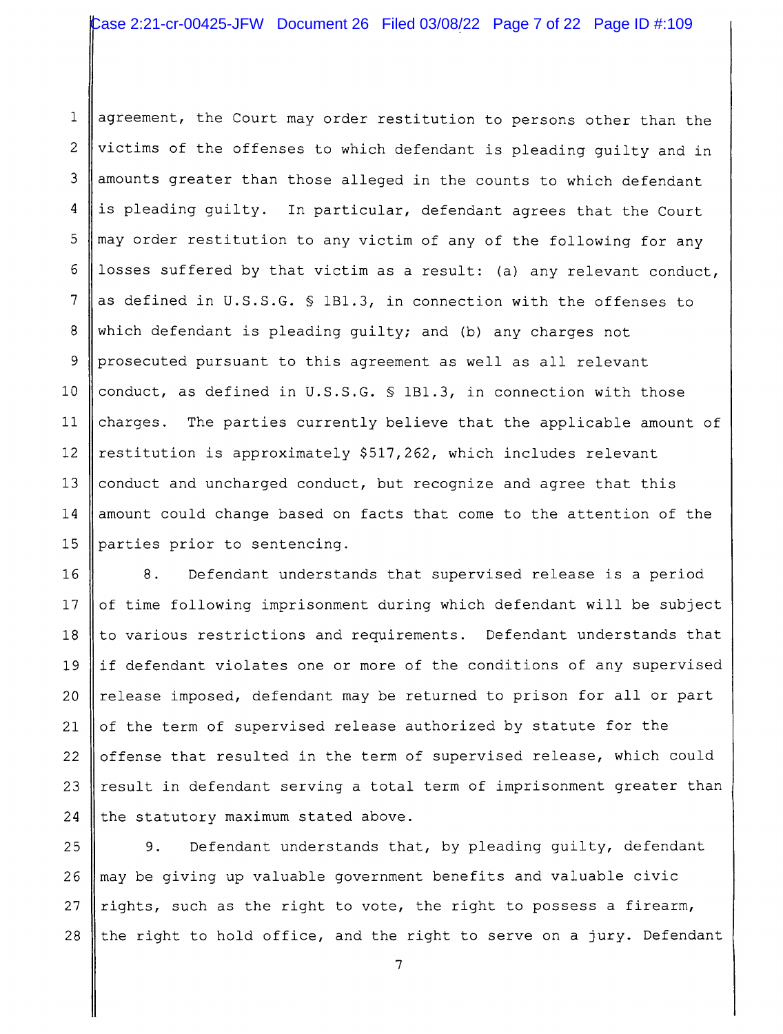agreement, the Court may order restitution to persons other than the victims of the offenses to which defendant is pleading guilty and in amounts greater than those alleged in the counts to which defendant is pleading guilty. In particular, defendant agrees that the Court may order restitution to any victim of any of the following for any losses suffered by that victim as a result: (a) any relevant conduct, as defined in U.S.S.G. § 1B1.3, in connection with the offenses to which defendant is pleading guilty; and (b) any charges not prosecuted pursuant to this agreement as well as all relevant conduct, as defined in U.S.S.G. § 1B1.3, in connection with those charges. The parties currently believe that the applicable amount of restitution is approximately $517,262, which includes relevant conduct and uncharged conduct, but recognize and agree that this amount could change based on facts that come to the attention of the parties prior to sentencing.

8. Defendant understands that supervised release is a period of time following imprisonment during which defendant will be subject to various restrictions and requirements. Defendant understands that if defendant violates one or more of the conditions of any supervised release imposed, defendant may be returned to prison for all or part of the term of supervised release authorized by statute for the offense that resulted in the term of supervised release, which could result in defendant serving a total term of imprisonment greater than the statutory maximum stated above.

9. Defendant understands that, by pleading guilty, defendant may be giving up valuable government benefits and valuable civic rights, such as the right to vote, the right to possess a firearm, the right to hold office, and the right to serve on a jury. Defendant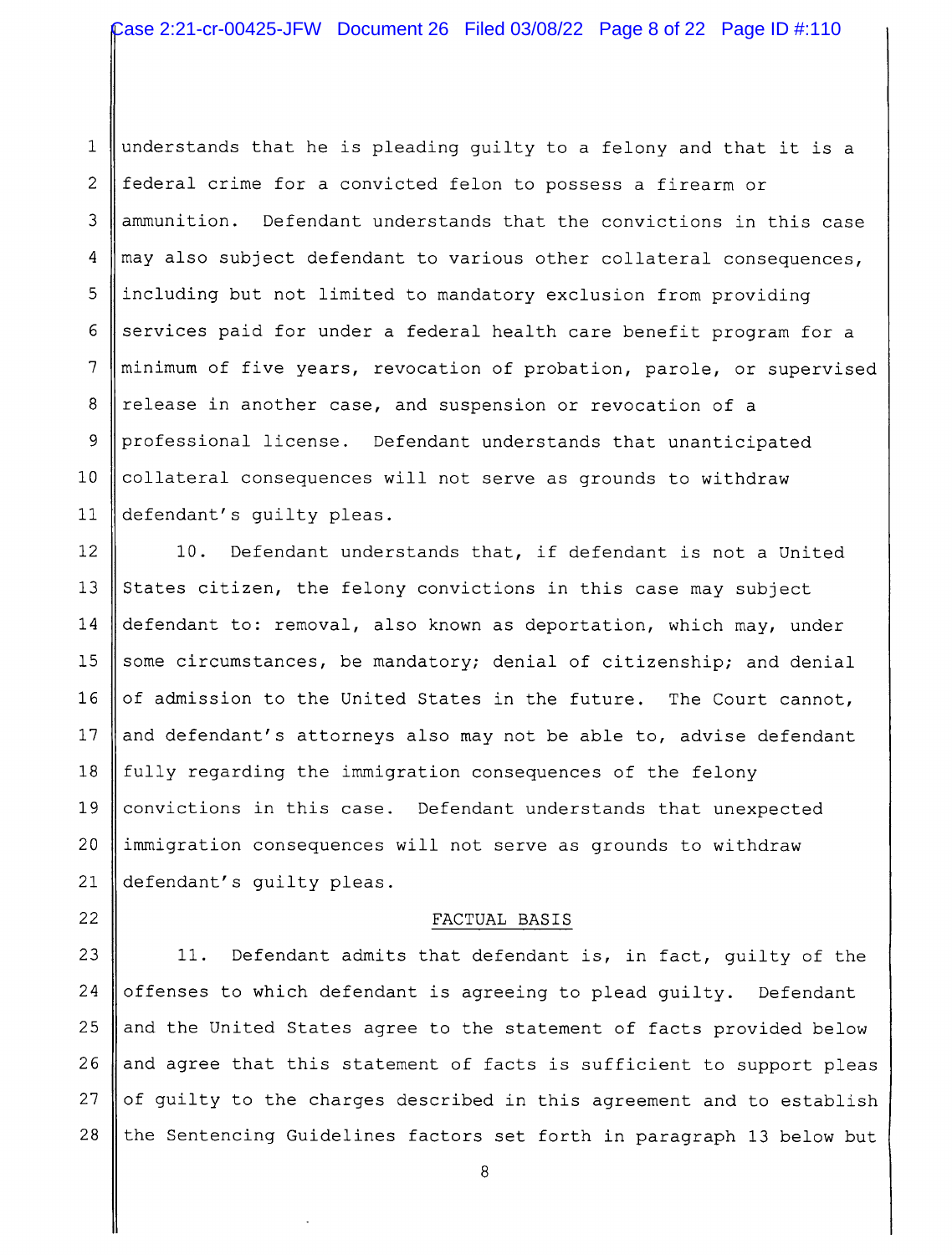understands that he is pleading guilty to a felony and that it is a federal crime for a convicted felon to possess a firearm or ammunition. Defendant understands that the convictions in this case may also subject defendant to various other collateral consequences, including but not limited to mandatory exclusion from providing services paid for under a federal health care benefit program for a minimum of five years, revocation of probation, parole, or supervised release in another case, and suspension or revocation of a professional license. Defendant understands that unanticipated collateral consequences will not serve as grounds to withdraw defendant's guilty pleas.

10. Defendant understands that, if defendant is not a United States citizen, the felony convictions in this case may subject defendant to: removal, also known as deportation, which may, under some circumstances, be mandatory; denial of citizenship; and denial of admission to the United States in the future. The Court cannot, and defendant's attorneys also may not be able to, advise defendant fully regarding the immigration consequences of the felony convictions in this case. Defendant understands that unexpected immigration consequences will not serve as grounds to withdraw defendant's guilty pleas.

## FACTUAL BASIS

11. Defendant admits that defendant is, in fact, guilty of the offenses to which defendant is agreeing to plead guilty. Defendant and the United States agree to the statement of facts provided below and agree that this statement of facts is sufficient to support pleas of guilty to the charges described in this agreement and to establish the Sentencing Guidelines factors set forth in paragraph 13 below but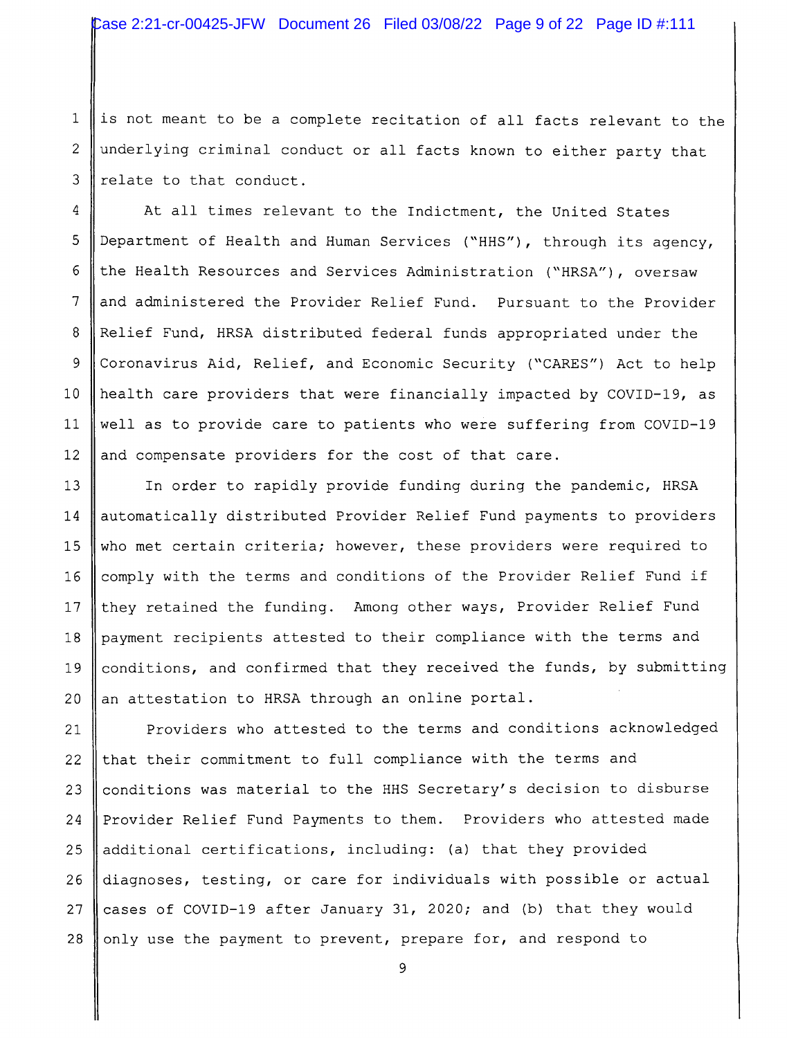is not meant to be a complete recitation of all facts relevant to the underlying criminal conduct or all facts known to either party that relate to that conduct.

At all times relevant to the Indictment, the United States Department of Health and Human Services ("HHS"), through its agency, the Health Resources and Services Administration ("HRSA"), oversaw and administered the Provider Relief Fund. Pursuant to the Provider Relief Fund, HRSA distributed federal funds appropriated under the Coronavirus Aid, Relief, and Economic Security ("CARES") Act to help health care providers that were financially impacted by COVID-19, as well as to provide care to patients who were suffering from COVID-19 and compensate providers for the cost of that care.

In order to rapidly provide funding during the pandemic, HRSA automatically distributed Provider Relief Fund payments to providers who met certain criteria; however, these providers were required to comply with the terms and conditions of the Provider Relief Fund if they retained the funding. Among other ways, Provider Relief Fund payment recipients attested to their compliance with the terms and conditions, and confirmed that they received the funds, by submitting an attestation to HRSA through an online portal.

Providers who attested to the terms and conditions acknowledged that their commitment to full compliance with the terms and conditions was material to the HHS Secretary's decision to disburse Provider Relief Fund Payments to them. Providers who attested made additional certifications, including: (a) that they provided diagnoses, testing, or care for individuals with possible or actual cases of COVID-19 after January 31, 2020; and (b) that they would only use the payment to prevent, prepare for, and respond to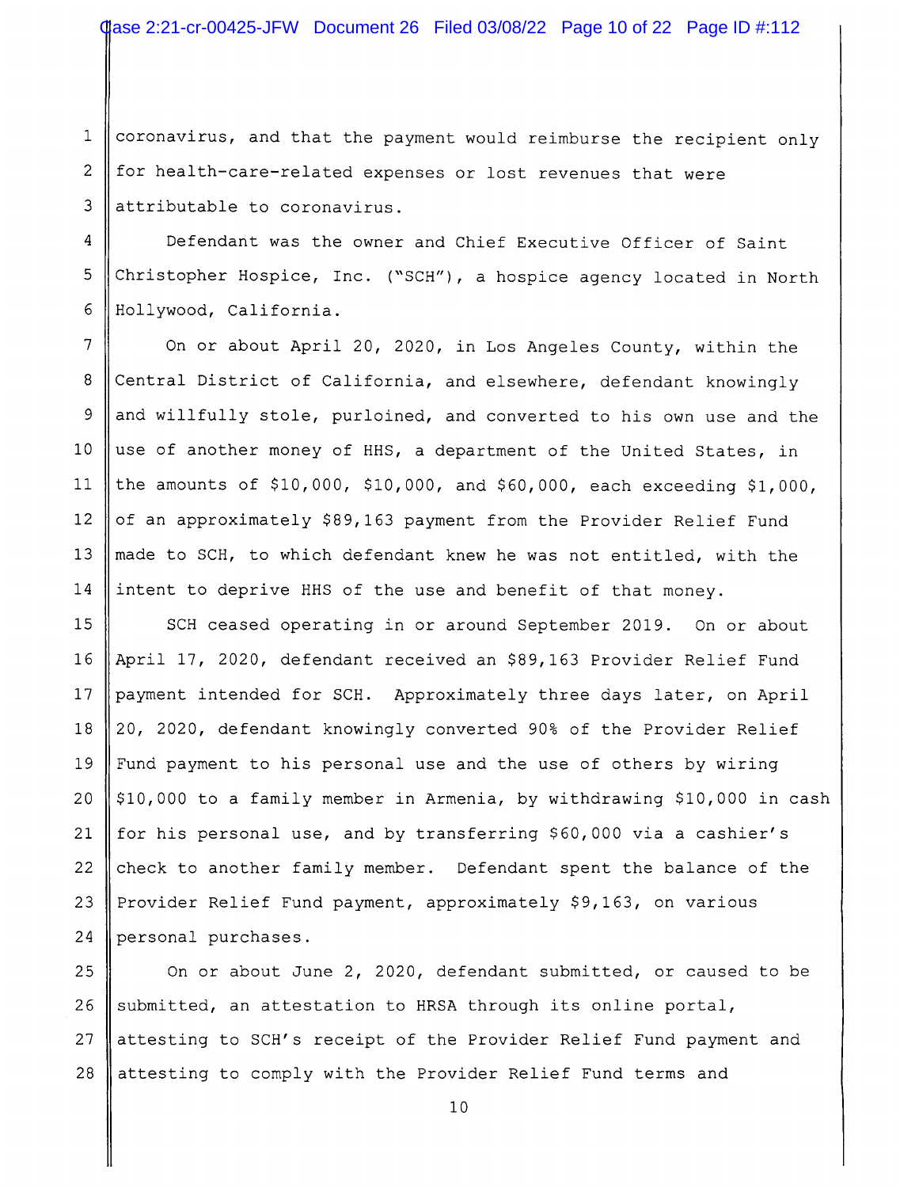coronavirus, and that the payment would reimburse the recipient only for health-care-related expenses or lost revenues that were attributable to coronavirus.

Defendant was the owner and Chief Executive Officer of Saint Christopher Hospice, Inc. ("SCH"), a hospice agency located in North Hollywood, California.

On or about April 20, 2020, in Los Angeles County, within the Central District of California, and elsewhere, defendant knowingly and willfully stole, purloined, and converted to his own use and the use of another money of HHS, a department of the United States, in the amounts of $10,000, $10,000, and $60,000, each exceeding $1,000, of an approximately $89,163 payment from the Provider Relief Fund made to SCH, to which defendant knew he was not entitled, with the intent to deprive HHS of the use and benefit of that money.

SCH ceased operating in or around September 2019. On or about April 17, 2020, defendant received an $89,163 Provider Relief Fund payment intended for SCH. Approximately three days later, on April 20, 2020, defendant knowingly converted 90% of the Provider Relief Fund payment to his personal use and the use of others by wiring $10,000 to a family member in Armenia, by withdrawing $10,000 in cash for his personal use, and by transferring $60,000 via a cashier's check to another family member. Defendant spent the balance of the Provider Relief Fund payment, approximately $9,163, on various personal purchases.

On or about June 2, 2020, defendant submitted, or caused to be submitted, an attestation to HRSA through its online portal, attesting to SCH's receipt of the Provider Relief Fund payment and attesting to comply with the Provider Relief Fund terms and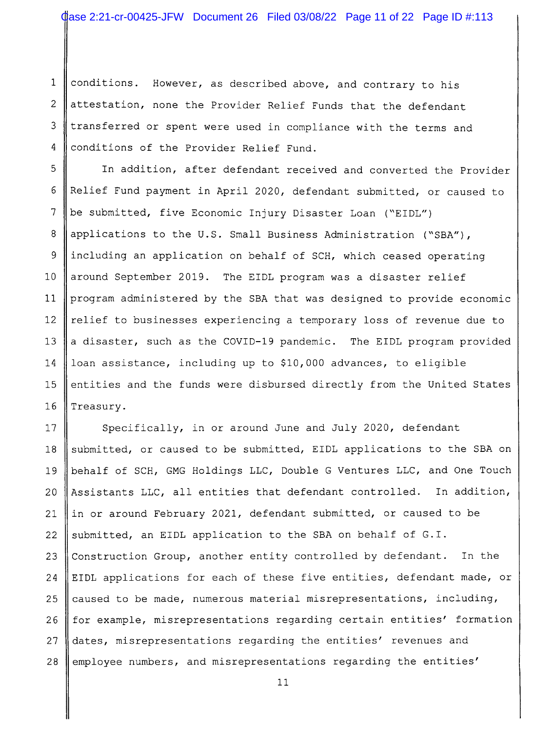conditions. However, as described above, and contrary to his attestation, none the Provider Relief Funds that the defendant transferred or spent were used in compliance with the terms and conditions of the Provider Relief Fund.

In addition, after defendant received and converted the Provider Relief Fund payment in April 2020, defendant submitted, or caused to be submitted, five Economic Injury Disaster Loan ("EIDL") applications to the U.S. Small Business Administration ("SBA"), including an application on behalf of SCH, which ceased operating around September 2019. The EIDL program was a disaster relief program administered by the SBA that was designed to provide economic relief to businesses experiencing a temporary loss of revenue due to a disaster, such as the COVID-19 pandemic. The EIDL program provided loan assistance, including up to $10,000 advances, to eligible entities and the funds were disbursed directly from the United States Treasury.

Specifically, in or around June and July 2020, defendant submitted, or caused to be submitted, EIDL applications to the SBA on behalf of SCH, GMG Holdings LLC, Double G Ventures LLC, and One Touch Assistants LLC, all entities that defendant controlled. In addition, in or around February 2021, defendant submitted, or caused to be submitted, an EIDL application to the SBA on behalf of G.I. Construction Group, another entity controlled by defendant. In the EIDL applications for each of these five entities, defendant made, or caused to be made, numerous material misrepresentations, including, for example, misrepresentations regarding certain entities' formation dates, misrepresentations regarding the entities' revenues and employee numbers, and misrepresentations regarding the entities'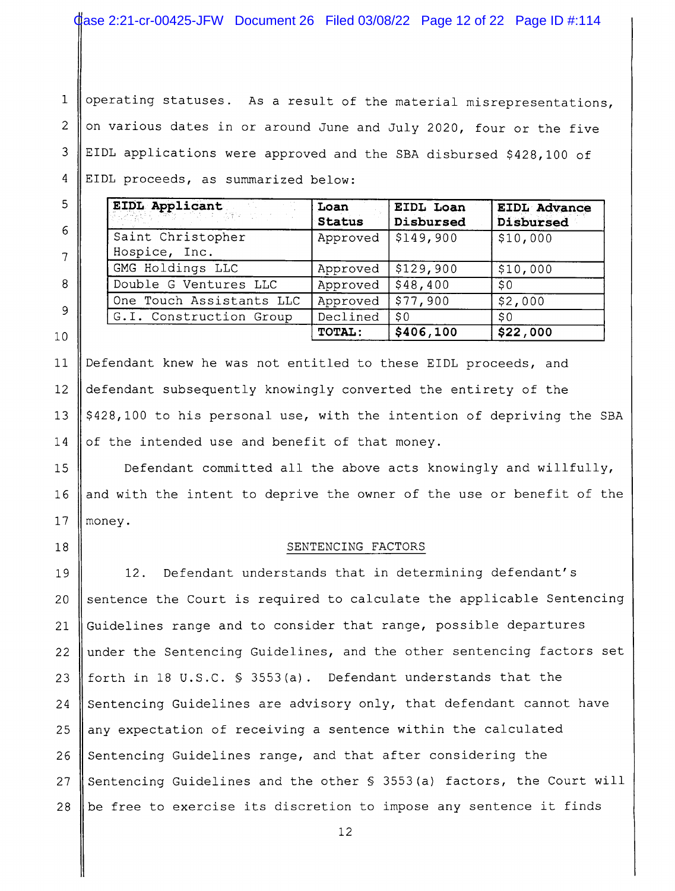operating statuses. As a result of the material misrepresentations, on various dates in or around June and July 2020, four or the five EIDL applications were approved and the SBA disbursed $428,100 of EIDL proceeds, as summarized below:

| **EIDL Applicant** | **Loan Status** | **EIDL Loan Disbursed** | **EIDL Advance Disbursed** |
|---|---|---|---|
| Saint Christopher Hospice, Inc. | Approved | $149,900 | $10,000 |
| GMG Holdings LLC | Approved | $129,900 | $10,000 |
| Double G Ventures LLC | Approved | $48,400 | $0 |
| One Touch Assistants LLC | Approved | $77,900 | $2,000 |
| G.I. Construction Group | Declined | $0 | $0 |
| | **TOTAL:** | **$406,100** | **$22,000** |

Defendant knew he was not entitled to these EIDL proceeds, and defendant subsequently knowingly converted the entirety of the $428,100 to his personal use, with the intention of depriving the SBA of the intended use and benefit of that money.

Defendant committed all the above acts knowingly and willfully, and with the intent to deprive the owner of the use or benefit of the money.

## SENTENCING FACTORS

12. Defendant understands that in determining defendant's sentence the Court is required to calculate the applicable Sentencing Guidelines range and to consider that range, possible departures under the Sentencing Guidelines, and the other sentencing factors set forth in 18 U.S.C. § 3553(a). Defendant understands that the Sentencing Guidelines are advisory only, that defendant cannot have any expectation of receiving a sentence within the calculated Sentencing Guidelines range, and that after considering the Sentencing Guidelines and the other § 3553(a) factors, the Court will be free to exercise its discretion to impose any sentence it finds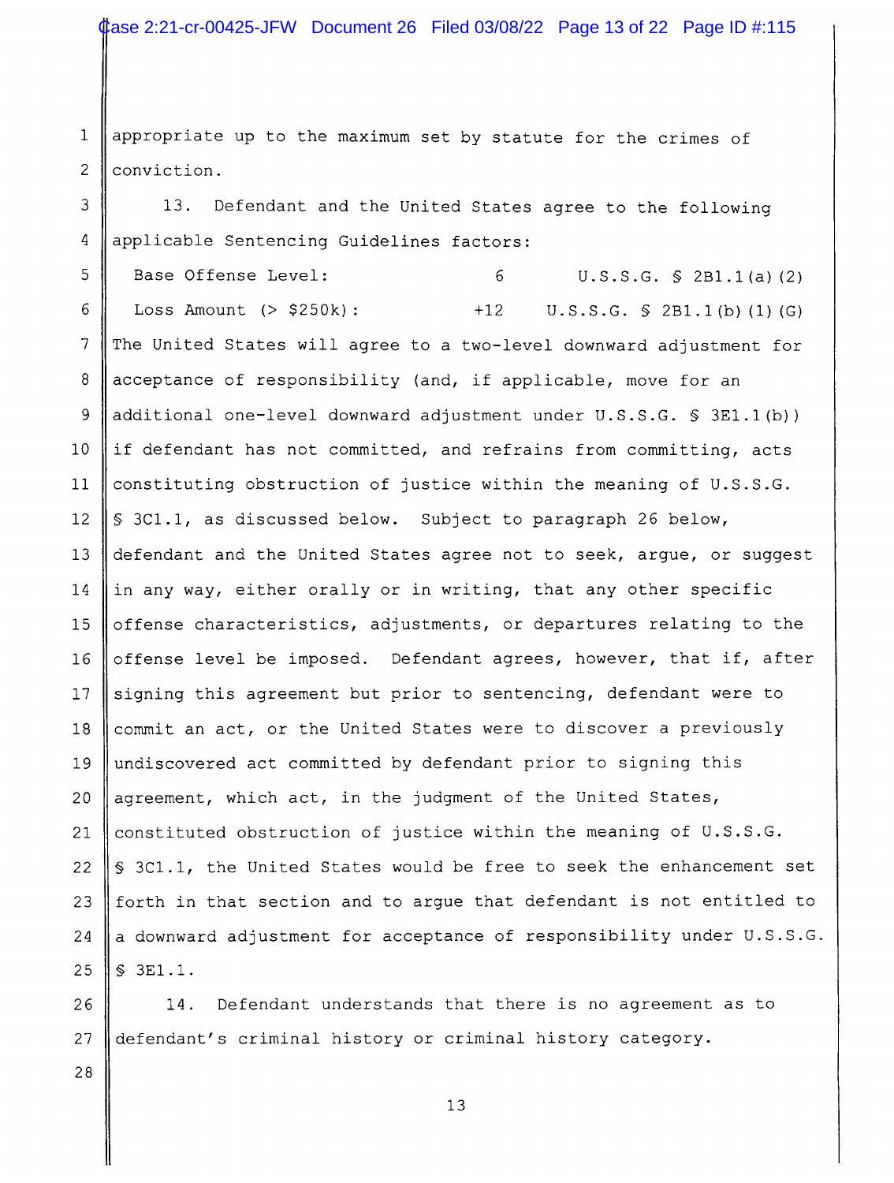appropriate up to the maximum set by statute for the crimes of conviction.

13. Defendant and the United States agree to the following applicable Sentencing Guidelines factors:

| | | |
|---|---|---|
| Base Offense Level: | 6 | U.S.S.G. § 2B1.1(a)(2) |
| Loss Amount (> $250k): | +12 | U.S.S.G. § 2B1.1(b)(1)(G) |

The United States will agree to a two-level downward adjustment for acceptance of responsibility (and, if applicable, move for an additional one-level downward adjustment under U.S.S.G. § 3E1.1(b)) if defendant has not committed, and refrains from committing, acts constituting obstruction of justice within the meaning of U.S.S.G. § 3C1.1, as discussed below. Subject to paragraph 26 below, defendant and the United States agree not to seek, argue, or suggest in any way, either orally or in writing, that any other specific offense characteristics, adjustments, or departures relating to the offense level be imposed. Defendant agrees, however, that if, after signing this agreement but prior to sentencing, defendant were to commit an act, or the United States were to discover a previously undiscovered act committed by defendant prior to signing this agreement, which act, in the judgment of the United States, constituted obstruction of justice within the meaning of U.S.S.G. § 3C1.1, the United States would be free to seek the enhancement set forth in that section and to argue that defendant is not entitled to a downward adjustment for acceptance of responsibility under U.S.S.G. § 3E1.1.

14. Defendant understands that there is no agreement as to defendant's criminal history or criminal history category.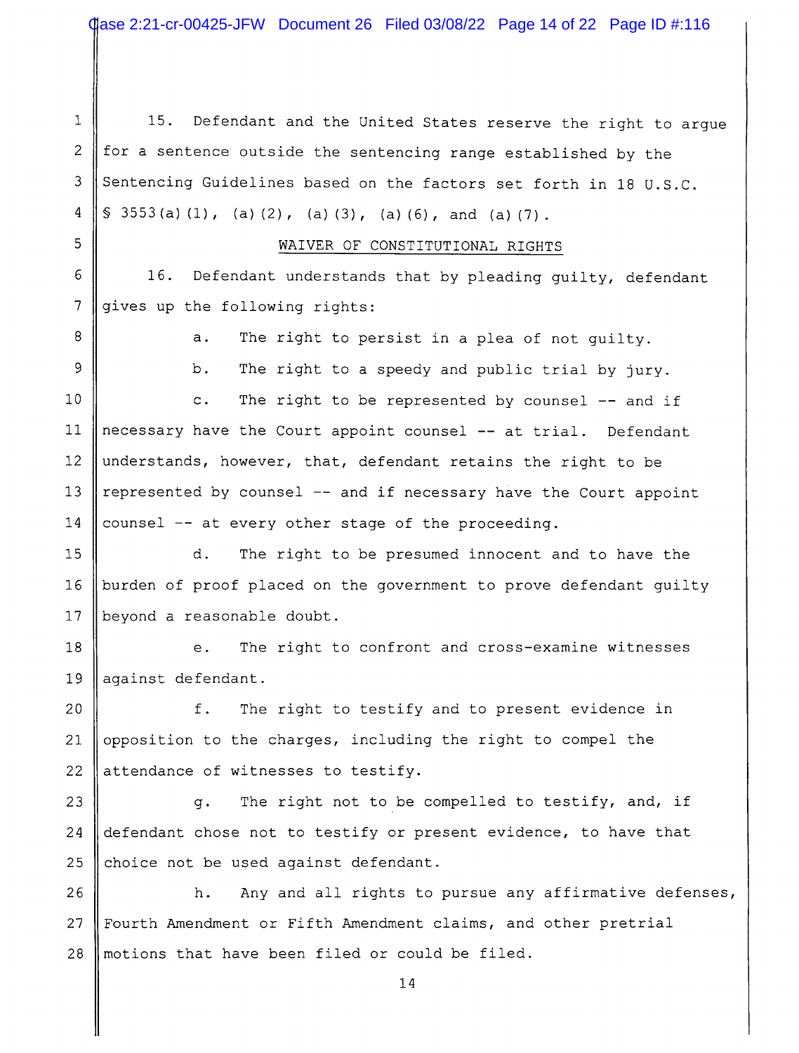15. Defendant and the United States reserve the right to argue for a sentence outside the sentencing range established by the Sentencing Guidelines based on the factors set forth in 18 U.S.C. § 3553(a)(1), (a)(2), (a)(3), (a)(6), and (a)(7).

## WAIVER OF CONSTITUTIONAL RIGHTS

16. Defendant understands that by pleading guilty, defendant gives up the following rights:

a. The right to persist in a plea of not guilty.

b. The right to a speedy and public trial by jury.

c. The right to be represented by counsel -- and if necessary have the Court appoint counsel -- at trial. Defendant understands, however, that, defendant retains the right to be represented by counsel -- and if necessary have the Court appoint counsel -- at every other stage of the proceeding.

d. The right to be presumed innocent and to have the burden of proof placed on the government to prove defendant guilty beyond a reasonable doubt.

e. The right to confront and cross-examine witnesses against defendant.

f. The right to testify and to present evidence in opposition to the charges, including the right to compel the attendance of witnesses to testify.

g. The right not to be compelled to testify, and, if defendant chose not to testify or present evidence, to have that choice not be used against defendant.

h. Any and all rights to pursue any affirmative defenses, Fourth Amendment or Fifth Amendment claims, and other pretrial motions that have been filed or could be filed.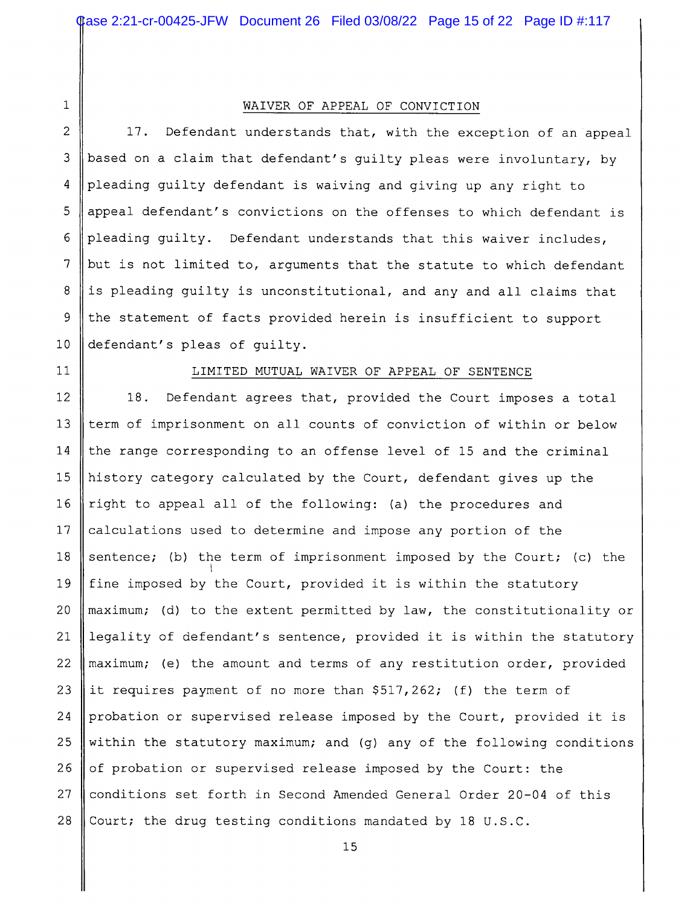## WAIVER OF APPEAL OF CONVICTION

17. Defendant understands that, with the exception of an appeal based on a claim that defendant's guilty pleas were involuntary, by pleading guilty defendant is waiving and giving up any right to appeal defendant's convictions on the offenses to which defendant is pleading guilty. Defendant understands that this waiver includes, but is not limited to, arguments that the statute to which defendant is pleading guilty is unconstitutional, and any and all claims that the statement of facts provided herein is insufficient to support defendant's pleas of guilty.

## LIMITED MUTUAL WAIVER OF APPEAL OF SENTENCE

18. Defendant agrees that, provided the Court imposes a total term of imprisonment on all counts of conviction of within or below the range corresponding to an offense level of 15 and the criminal history category calculated by the Court, defendant gives up the right to appeal all of the following: (a) the procedures and calculations used to determine and impose any portion of the sentence; (b) the term of imprisonment imposed by the Court; (c) the fine imposed by the Court, provided it is within the statutory maximum; (d) to the extent permitted by law, the constitutionality or legality of defendant's sentence, provided it is within the statutory maximum; (e) the amount and terms of any restitution order, provided it requires payment of no more than $517,262; (f) the term of probation or supervised release imposed by the Court, provided it is within the statutory maximum; and (g) any of the following conditions of probation or supervised release imposed by the Court: the conditions set forth in Second Amended General Order 20-04 of this Court; the drug testing conditions mandated by 18 U.S.C.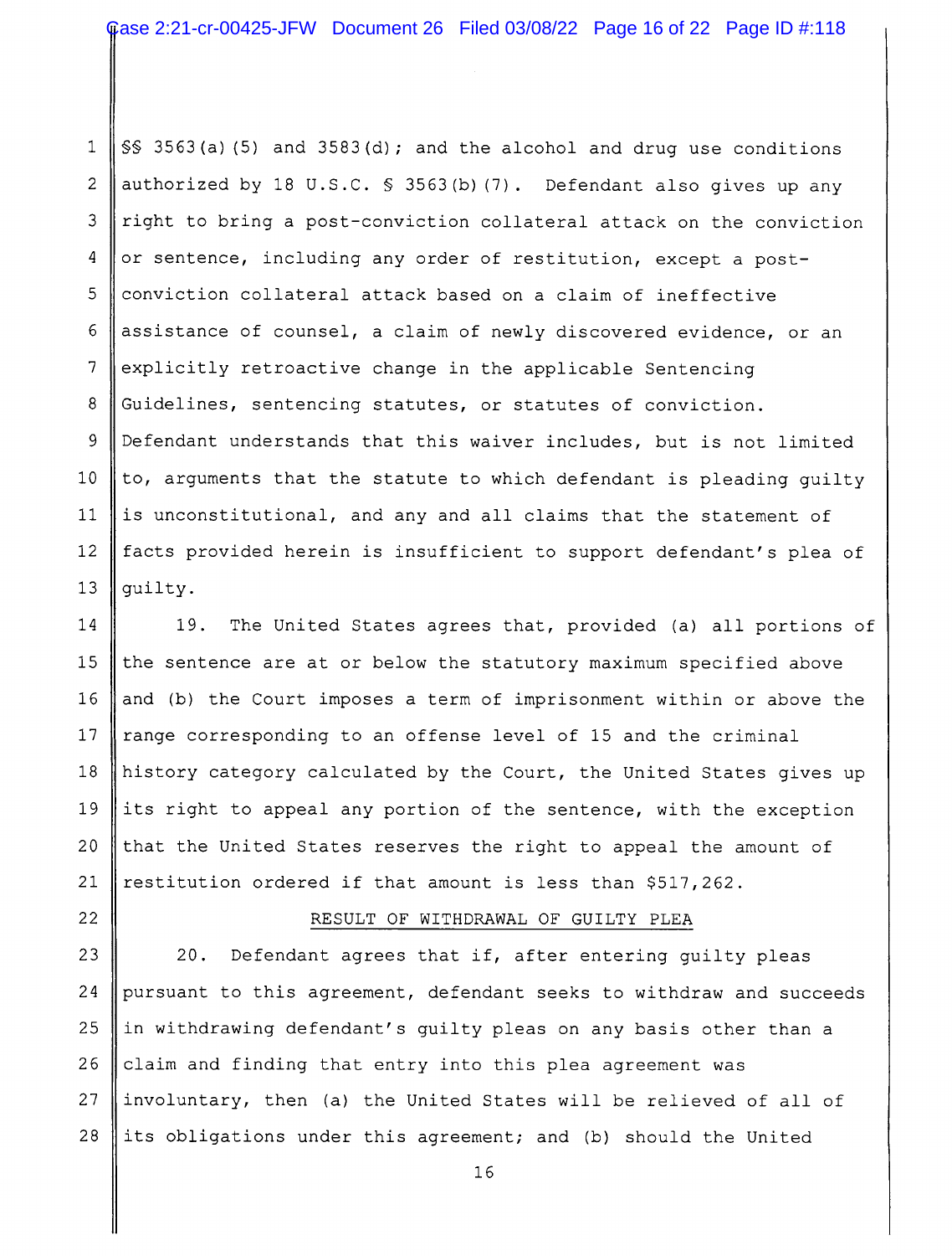§§ 3563(a)(5) and 3583(d); and the alcohol and drug use conditions authorized by 18 U.S.C. § 3563(b)(7). Defendant also gives up any right to bring a post-conviction collateral attack on the conviction or sentence, including any order of restitution, except a post-conviction collateral attack based on a claim of ineffective assistance of counsel, a claim of newly discovered evidence, or an explicitly retroactive change in the applicable Sentencing Guidelines, sentencing statutes, or statutes of conviction. Defendant understands that this waiver includes, but is not limited to, arguments that the statute to which defendant is pleading guilty is unconstitutional, and any and all claims that the statement of facts provided herein is insufficient to support defendant's plea of guilty.

19. The United States agrees that, provided (a) all portions of the sentence are at or below the statutory maximum specified above and (b) the Court imposes a term of imprisonment within or above the range corresponding to an offense level of 15 and the criminal history category calculated by the Court, the United States gives up its right to appeal any portion of the sentence, with the exception that the United States reserves the right to appeal the amount of restitution ordered if that amount is less than $517,262.

## RESULT OF WITHDRAWAL OF GUILTY PLEA

20. Defendant agrees that if, after entering guilty pleas pursuant to this agreement, defendant seeks to withdraw and succeeds in withdrawing defendant's guilty pleas on any basis other than a claim and finding that entry into this plea agreement was involuntary, then (a) the United States will be relieved of all of its obligations under this agreement; and (b) should the United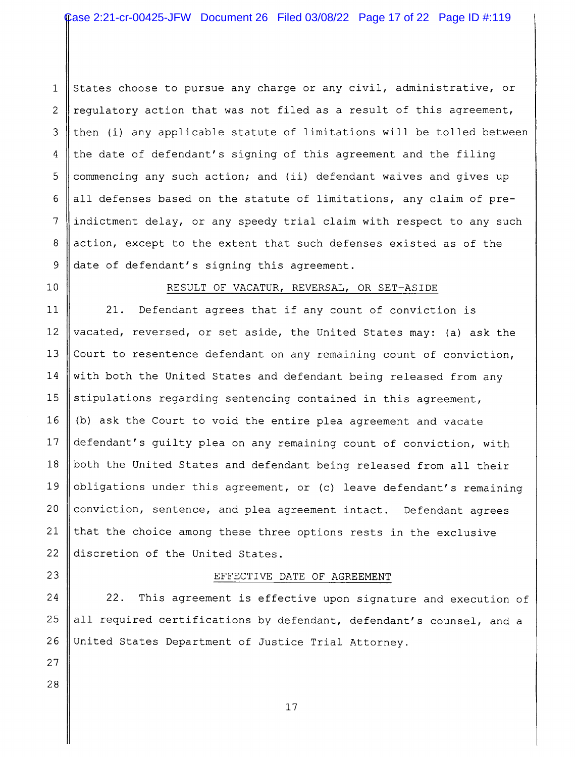States choose to pursue any charge or any civil, administrative, or regulatory action that was not filed as a result of this agreement, then (i) any applicable statute of limitations will be tolled between the date of defendant's signing of this agreement and the filing commencing any such action; and (ii) defendant waives and gives up all defenses based on the statute of limitations, any claim of pre-indictment delay, or any speedy trial claim with respect to any such action, except to the extent that such defenses existed as of the date of defendant's signing this agreement.

## RESULT OF VACATUR, REVERSAL, OR SET-ASIDE

21. Defendant agrees that if any count of conviction is vacated, reversed, or set aside, the United States may: (a) ask the Court to resentence defendant on any remaining count of conviction, with both the United States and defendant being released from any stipulations regarding sentencing contained in this agreement, (b) ask the Court to void the entire plea agreement and vacate defendant's guilty plea on any remaining count of conviction, with both the United States and defendant being released from all their obligations under this agreement, or (c) leave defendant's remaining conviction, sentence, and plea agreement intact. Defendant agrees that the choice among these three options rests in the exclusive discretion of the United States.

## EFFECTIVE DATE OF AGREEMENT

22. This agreement is effective upon signature and execution of all required certifications by defendant, defendant's counsel, and a United States Department of Justice Trial Attorney.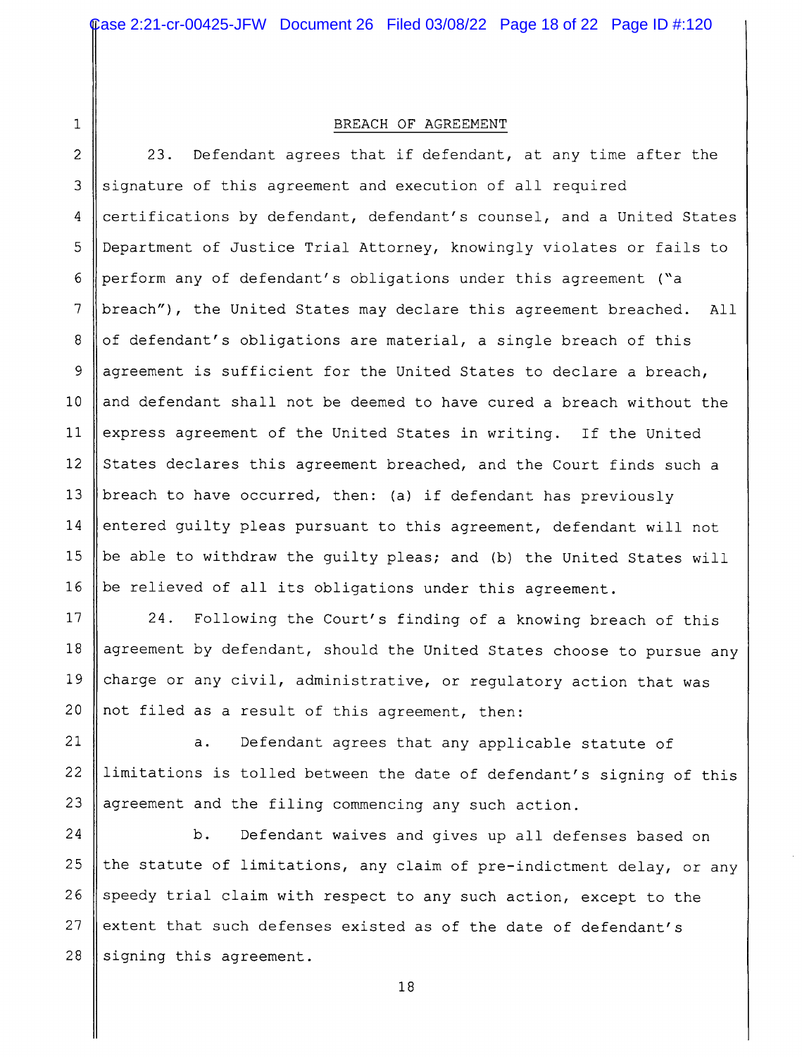## BREACH OF AGREEMENT

23. Defendant agrees that if defendant, at any time after the signature of this agreement and execution of all required certifications by defendant, defendant's counsel, and a United States Department of Justice Trial Attorney, knowingly violates or fails to perform any of defendant's obligations under this agreement ("a breach"), the United States may declare this agreement breached. All of defendant's obligations are material, a single breach of this agreement is sufficient for the United States to declare a breach, and defendant shall not be deemed to have cured a breach without the express agreement of the United States in writing. If the United States declares this agreement breached, and the Court finds such a breach to have occurred, then: (a) if defendant has previously entered guilty pleas pursuant to this agreement, defendant will not be able to withdraw the guilty pleas; and (b) the United States will be relieved of all its obligations under this agreement.

24. Following the Court's finding of a knowing breach of this agreement by defendant, should the United States choose to pursue any charge or any civil, administrative, or regulatory action that was not filed as a result of this agreement, then:

a. Defendant agrees that any applicable statute of limitations is tolled between the date of defendant's signing of this agreement and the filing commencing any such action.

b. Defendant waives and gives up all defenses based on the statute of limitations, any claim of pre-indictment delay, or any speedy trial claim with respect to any such action, except to the extent that such defenses existed as of the date of defendant's signing this agreement.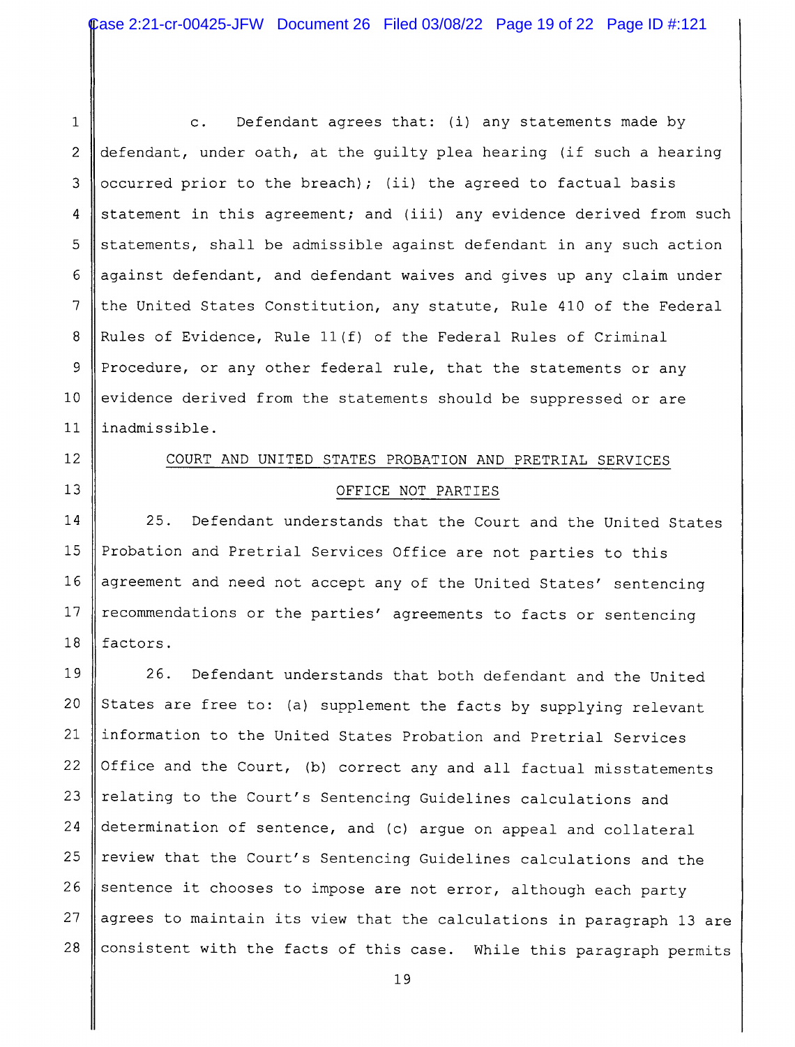c. Defendant agrees that: (i) any statements made by defendant, under oath, at the guilty plea hearing (if such a hearing occurred prior to the breach); (ii) the agreed to factual basis statement in this agreement; and (iii) any evidence derived from such statements, shall be admissible against defendant in any such action against defendant, and defendant waives and gives up any claim under the United States Constitution, any statute, Rule 410 of the Federal Rules of Evidence, Rule 11(f) of the Federal Rules of Criminal Procedure, or any other federal rule, that the statements or any evidence derived from the statements should be suppressed or are inadmissible.

## COURT AND UNITED STATES PROBATION AND PRETRIAL SERVICES OFFICE NOT PARTIES

25. Defendant understands that the Court and the United States Probation and Pretrial Services Office are not parties to this agreement and need not accept any of the United States' sentencing recommendations or the parties' agreements to facts or sentencing factors.

26. Defendant understands that both defendant and the United States are free to: (a) supplement the facts by supplying relevant information to the United States Probation and Pretrial Services Office and the Court, (b) correct any and all factual misstatements relating to the Court's Sentencing Guidelines calculations and determination of sentence, and (c) argue on appeal and collateral review that the Court's Sentencing Guidelines calculations and the sentence it chooses to impose are not error, although each party agrees to maintain its view that the calculations in paragraph 13 are consistent with the facts of this case. While this paragraph permits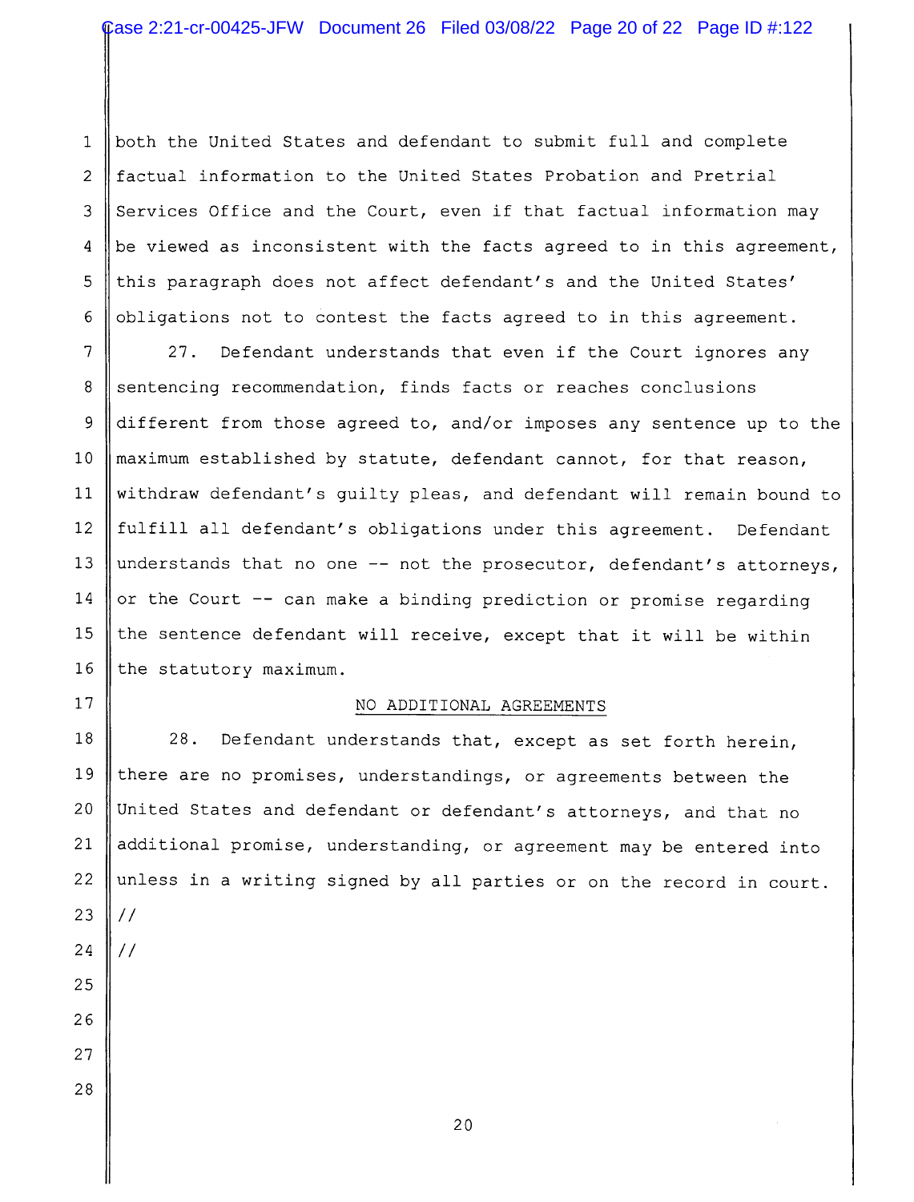both the United States and defendant to submit full and complete factual information to the United States Probation and Pretrial Services Office and the Court, even if that factual information may be viewed as inconsistent with the facts agreed to in this agreement, this paragraph does not affect defendant's and the United States' obligations not to contest the facts agreed to in this agreement.

27. Defendant understands that even if the Court ignores any sentencing recommendation, finds facts or reaches conclusions different from those agreed to, and/or imposes any sentence up to the maximum established by statute, defendant cannot, for that reason, withdraw defendant's guilty pleas, and defendant will remain bound to fulfill all defendant's obligations under this agreement. Defendant understands that no one -- not the prosecutor, defendant's attorneys, or the Court -- can make a binding prediction or promise regarding the sentence defendant will receive, except that it will be within the statutory maximum.

## NO ADDITIONAL AGREEMENTS

28. Defendant understands that, except as set forth herein, there are no promises, understandings, or agreements between the United States and defendant or defendant's attorneys, and that no additional promise, understanding, or agreement may be entered into unless in a writing signed by all parties or on the record in court.

//

//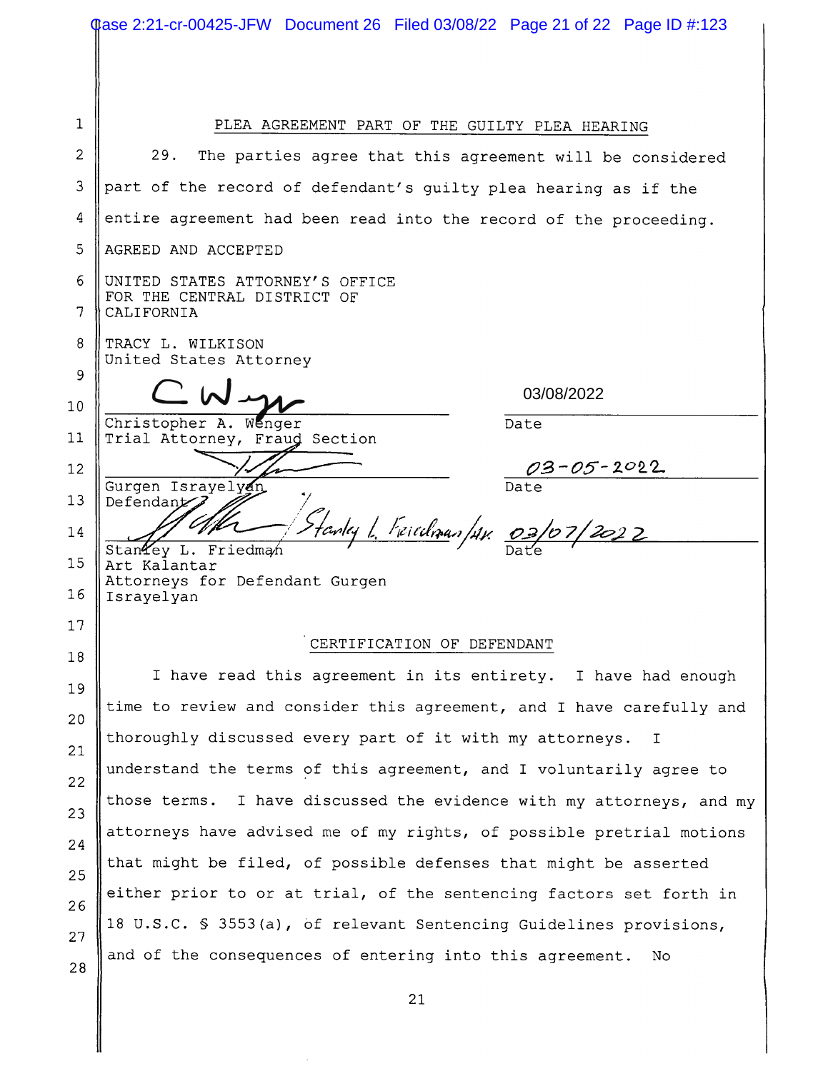## PLEA AGREEMENT PART OF THE GUILTY PLEA HEARING

29. The parties agree that this agreement will be considered part of the record of defendant's guilty plea hearing as if the entire agreement had been read into the record of the proceeding.

AGREED AND ACCEPTED

UNITED STATES ATTORNEY'S OFFICE
FOR THE CENTRAL DISTRICT OF
CALIFORNIA

TRACY L. WILKISON
United States Attorney

Christopher A. Wenger
Trial Attorney, Fraud Section
Date: 03/08/2022

Gurgen Israyelyan
Defendant
Date: 03-05-2022

Stanley L. Friedman
Art Kalantar
Attorneys for Defendant Gurgen Israyelyan
Date: 03/07/2022

## CERTIFICATION OF DEFENDANT

I have read this agreement in its entirety. I have had enough time to review and consider this agreement, and I have carefully and thoroughly discussed every part of it with my attorneys. I understand the terms of this agreement, and I voluntarily agree to those terms. I have discussed the evidence with my attorneys, and my attorneys have advised me of my rights, of possible pretrial motions that might be filed, of possible defenses that might be asserted either prior to or at trial, of the sentencing factors set forth in 18 U.S.C. § 3553(a), of relevant Sentencing Guidelines provisions, and of the consequences of entering into this agreement. No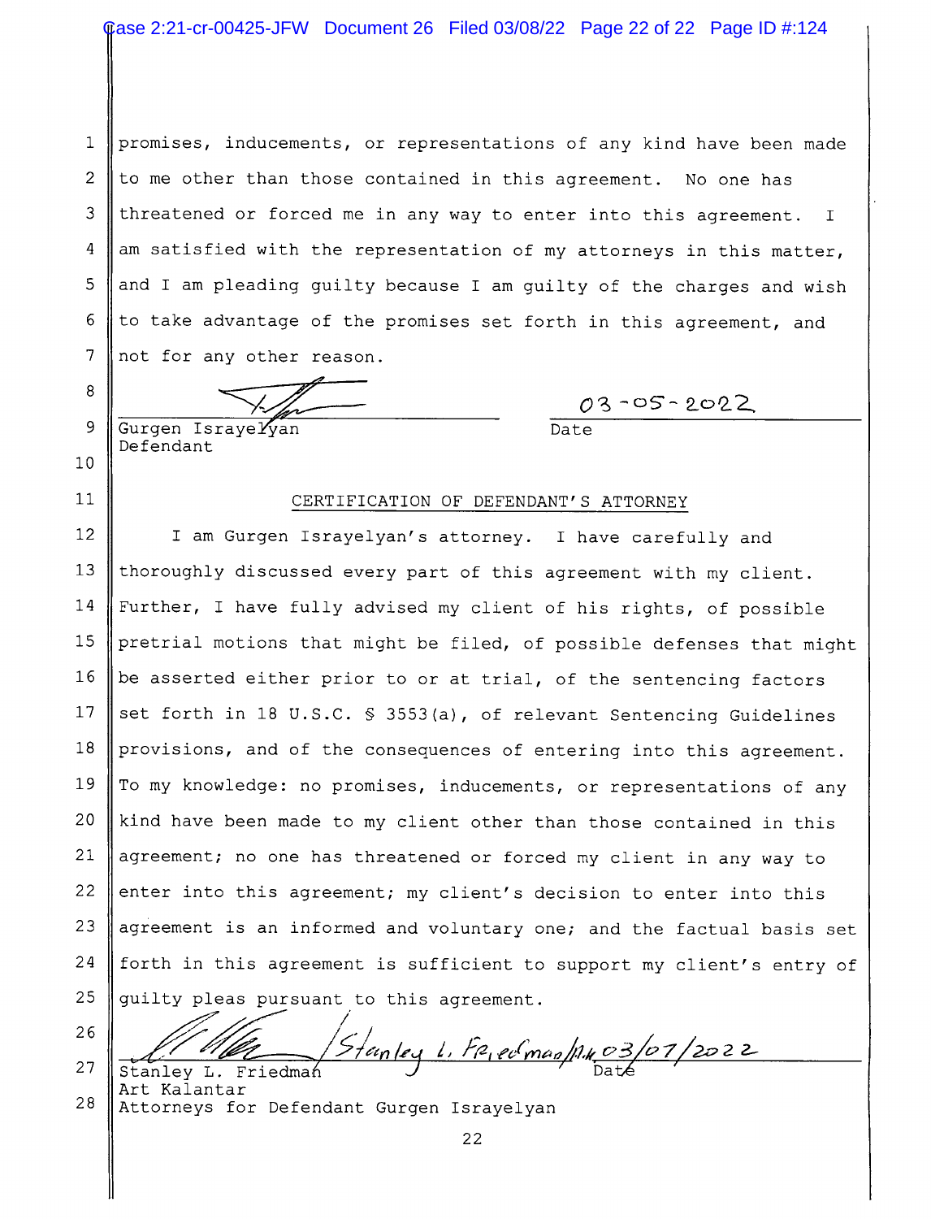promises, inducements, or representations of any kind have been made to me other than those contained in this agreement. No one has threatened or forced me in any way to enter into this agreement. I am satisfied with the representation of my attorneys in this matter, and I am pleading guilty because I am guilty of the charges and wish to take advantage of the promises set forth in this agreement, and not for any other reason.

_______________________________ 03-05-2022
Gurgen Israyelyan Date
Defendant

CERTIFICATION OF DEFENDANT'S ATTORNEY

I am Gurgen Israyelyan's attorney. I have carefully and thoroughly discussed every part of this agreement with my client. Further, I have fully advised my client of his rights, of possible pretrial motions that might be filed, of possible defenses that might be asserted either prior to or at trial, of the sentencing factors set forth in 18 U.S.C. § 3553(a), of relevant Sentencing Guidelines provisions, and of the consequences of entering into this agreement. To my knowledge: no promises, inducements, or representations of any kind have been made to my client other than those contained in this agreement; no one has threatened or forced my client in any way to enter into this agreement; my client's decision to enter into this agreement is an informed and voluntary one; and the factual basis set forth in this agreement is sufficient to support my client's entry of guilty pleas pursuant to this agreement.

_______________________________ /Stanley L. Friedman/A.K. 03/07/2022
Stanley L. Friedman Date
Art Kalantar
Attorneys for Defendant Gurgen Israyelyan